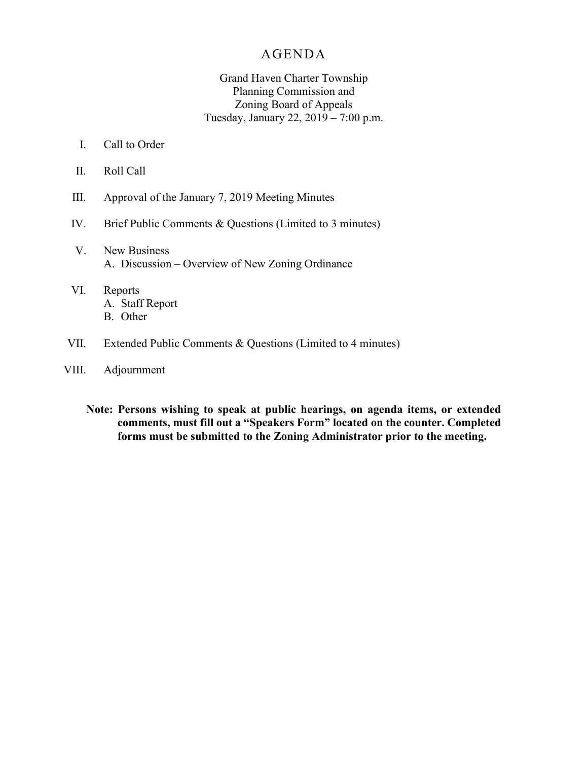# AGENDA

Grand Haven Charter Township
Planning Commission and
Zoning Board of Appeals
Tuesday, January 22, 2019 – 7:00 p.m.

I. Call to Order

II. Roll Call

III. Approval of the January 7, 2019 Meeting Minutes

IV. Brief Public Comments & Questions (Limited to 3 minutes)

V. New Business
   A. Discussion – Overview of New Zoning Ordinance

VI. Reports
   A. Staff Report
   B. Other

VII. Extended Public Comments & Questions (Limited to 4 minutes)

VIII. Adjournment

**Note: Persons wishing to speak at public hearings, on agenda items, or extended comments, must fill out a "Speakers Form" located on the counter. Completed forms must be submitted to the Zoning Administrator prior to the meeting.**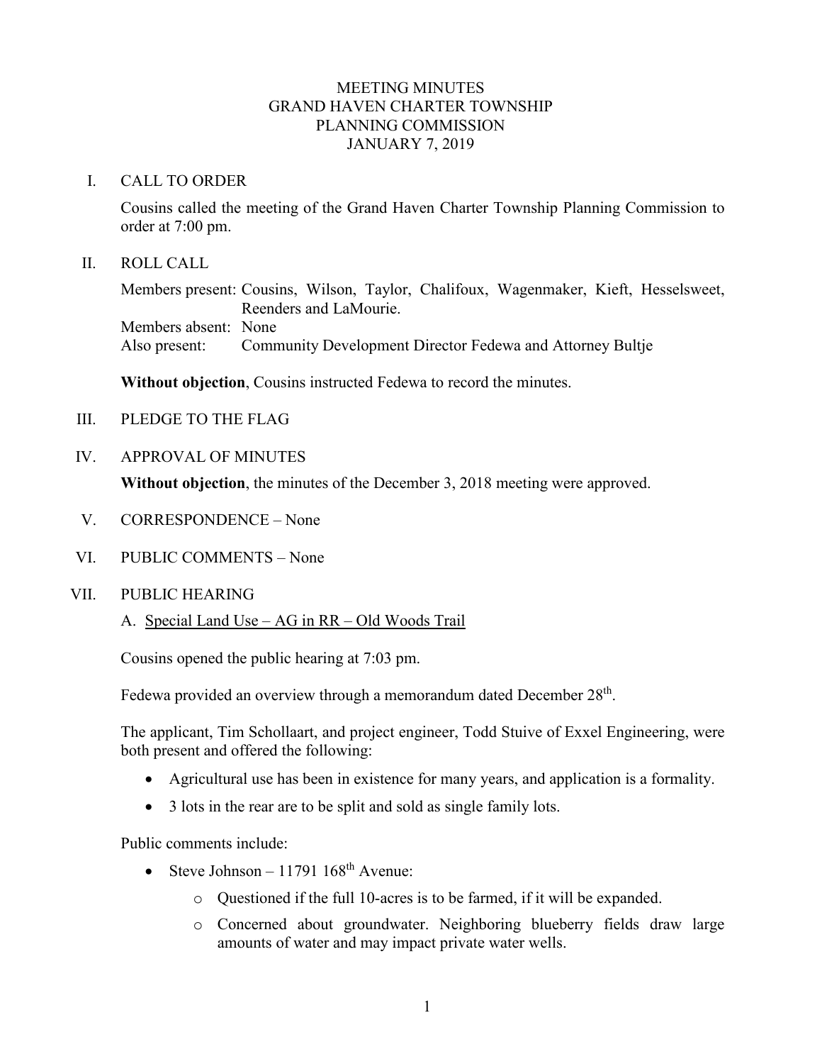MEETING MINUTES
GRAND HAVEN CHARTER TOWNSHIP
PLANNING COMMISSION
JANUARY 7, 2019

I. CALL TO ORDER

Cousins called the meeting of the Grand Haven Charter Township Planning Commission to order at 7:00 pm.

II. ROLL CALL

Members present: Cousins, Wilson, Taylor, Chalifoux, Wagenmaker, Kieft, Hesselsweet, Reenders and LaMourie.
Members absent: None
Also present: Community Development Director Fedewa and Attorney Bultje

**Without objection**, Cousins instructed Fedewa to record the minutes.

III. PLEDGE TO THE FLAG

IV. APPROVAL OF MINUTES

**Without objection**, the minutes of the December 3, 2018 meeting were approved.

V. CORRESPONDENCE – None

VI. PUBLIC COMMENTS – None

VII. PUBLIC HEARING

A. Special Land Use – AG in RR – Old Woods Trail

Cousins opened the public hearing at 7:03 pm.

Fedewa provided an overview through a memorandum dated December 28th.

The applicant, Tim Schollaart, and project engineer, Todd Stuive of Exxel Engineering, were both present and offered the following:

- Agricultural use has been in existence for many years, and application is a formality.
- 3 lots in the rear are to be split and sold as single family lots.

Public comments include:

- Steve Johnson – 11791 168th Avenue:
  - Questioned if the full 10-acres is to be farmed, if it will be expanded.
  - Concerned about groundwater. Neighboring blueberry fields draw large amounts of water and may impact private water wells.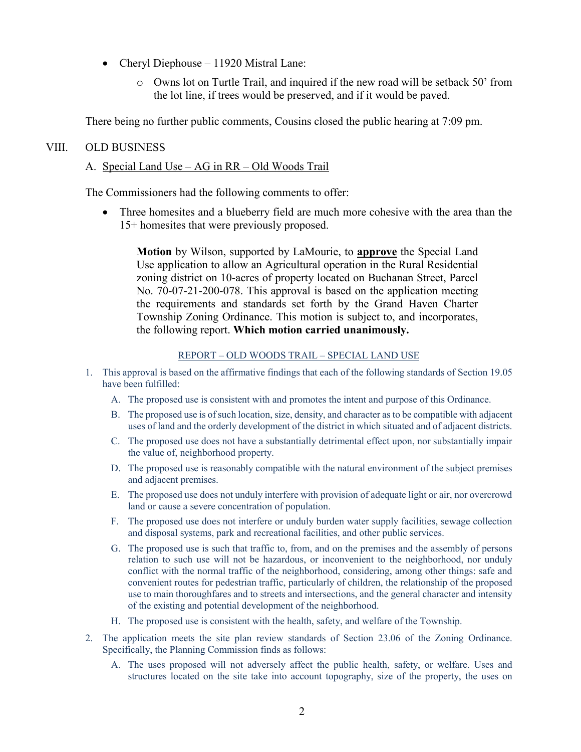- Cheryl Diephouse – 11920 Mistral Lane:
  - Owns lot on Turtle Trail, and inquired if the new road will be setback 50' from the lot line, if trees would be preserved, and if it would be paved.

There being no further public comments, Cousins closed the public hearing at 7:09 pm.

## VIII. OLD BUSINESS

### A. Special Land Use – AG in RR – Old Woods Trail

The Commissioners had the following comments to offer:

- Three homesites and a blueberry field are much more cohesive with the area than the 15+ homesites that were previously proposed.

> **Motion** by Wilson, supported by LaMourie, to **approve** the Special Land Use application to allow an Agricultural operation in the Rural Residential zoning district on 10-acres of property located on Buchanan Street, Parcel No. 70-07-21-200-078. This approval is based on the application meeting the requirements and standards set forth by the Grand Haven Charter Township Zoning Ordinance. This motion is subject to, and incorporates, the following report. **Which motion carried unanimously.**

REPORT – OLD WOODS TRAIL – SPECIAL LAND USE

1. This approval is based on the affirmative findings that each of the following standards of Section 19.05 have been fulfilled:
   A. The proposed use is consistent with and promotes the intent and purpose of this Ordinance.
   B. The proposed use is of such location, size, density, and character as to be compatible with adjacent uses of land and the orderly development of the district in which situated and of adjacent districts.
   C. The proposed use does not have a substantially detrimental effect upon, nor substantially impair the value of, neighborhood property.
   D. The proposed use is reasonably compatible with the natural environment of the subject premises and adjacent premises.
   E. The proposed use does not unduly interfere with provision of adequate light or air, nor overcrowd land or cause a severe concentration of population.
   F. The proposed use does not interfere or unduly burden water supply facilities, sewage collection and disposal systems, park and recreational facilities, and other public services.
   G. The proposed use is such that traffic to, from, and on the premises and the assembly of persons relation to such use will not be hazardous, or inconvenient to the neighborhood, nor unduly conflict with the normal traffic of the neighborhood, considering, among other things: safe and convenient routes for pedestrian traffic, particularly of children, the relationship of the proposed use to main thoroughfares and to streets and intersections, and the general character and intensity of the existing and potential development of the neighborhood.
   H. The proposed use is consistent with the health, safety, and welfare of the Township.
2. The application meets the site plan review standards of Section 23.06 of the Zoning Ordinance. Specifically, the Planning Commission finds as follows:
   A. The uses proposed will not adversely affect the public health, safety, or welfare. Uses and structures located on the site take into account topography, size of the property, the uses on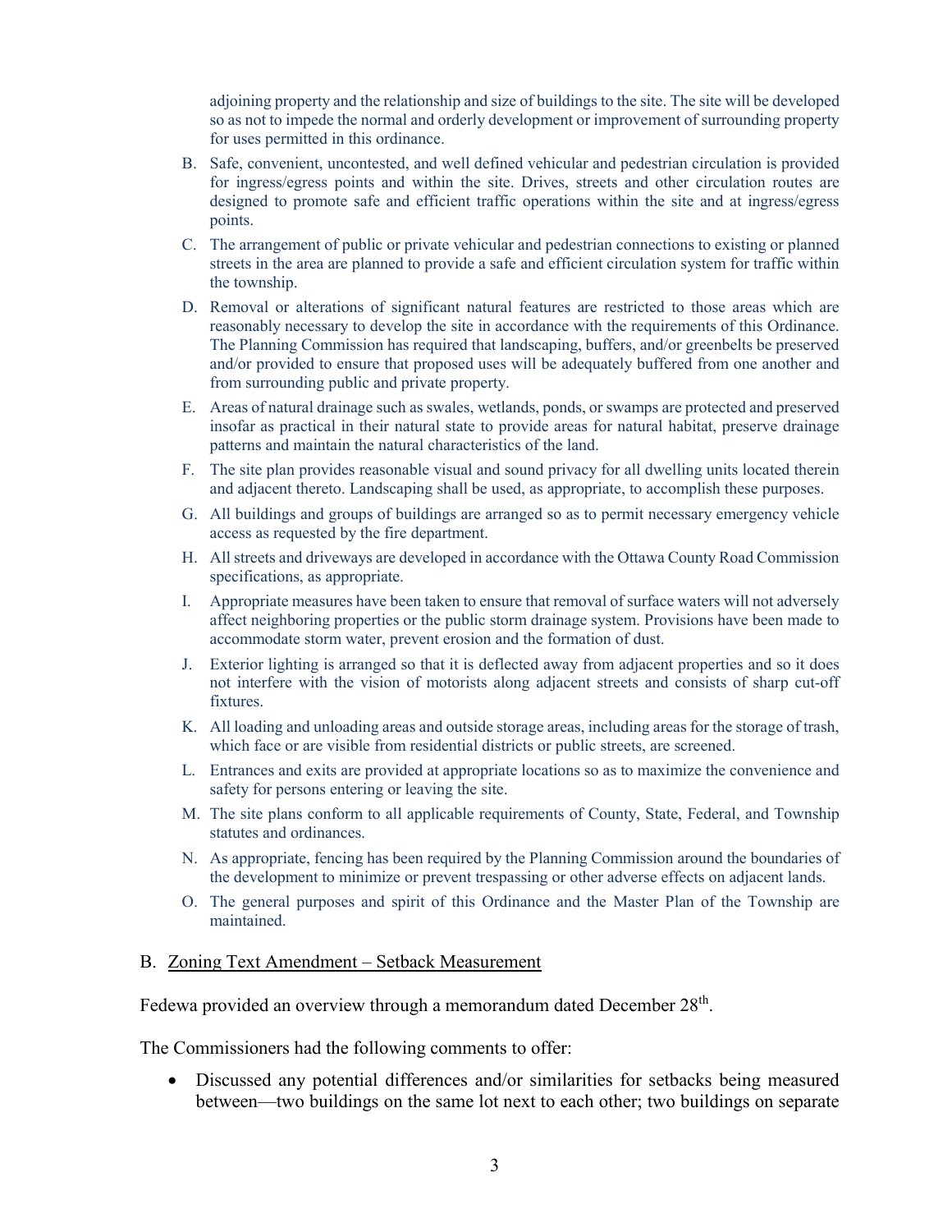adjoining property and the relationship and size of buildings to the site. The site will be developed so as not to impede the normal and orderly development or improvement of surrounding property for uses permitted in this ordinance.

B. Safe, convenient, uncontested, and well defined vehicular and pedestrian circulation is provided for ingress/egress points and within the site. Drives, streets and other circulation routes are designed to promote safe and efficient traffic operations within the site and at ingress/egress points.

C. The arrangement of public or private vehicular and pedestrian connections to existing or planned streets in the area are planned to provide a safe and efficient circulation system for traffic within the township.

D. Removal or alterations of significant natural features are restricted to those areas which are reasonably necessary to develop the site in accordance with the requirements of this Ordinance. The Planning Commission has required that landscaping, buffers, and/or greenbelts be preserved and/or provided to ensure that proposed uses will be adequately buffered from one another and from surrounding public and private property.

E. Areas of natural drainage such as swales, wetlands, ponds, or swamps are protected and preserved insofar as practical in their natural state to provide areas for natural habitat, preserve drainage patterns and maintain the natural characteristics of the land.

F. The site plan provides reasonable visual and sound privacy for all dwelling units located therein and adjacent thereto. Landscaping shall be used, as appropriate, to accomplish these purposes.

G. All buildings and groups of buildings are arranged so as to permit necessary emergency vehicle access as requested by the fire department.

H. All streets and driveways are developed in accordance with the Ottawa County Road Commission specifications, as appropriate.

I. Appropriate measures have been taken to ensure that removal of surface waters will not adversely affect neighboring properties or the public storm drainage system. Provisions have been made to accommodate storm water, prevent erosion and the formation of dust.

J. Exterior lighting is arranged so that it is deflected away from adjacent properties and so it does not interfere with the vision of motorists along adjacent streets and consists of sharp cut-off fixtures.

K. All loading and unloading areas and outside storage areas, including areas for the storage of trash, which face or are visible from residential districts or public streets, are screened.

L. Entrances and exits are provided at appropriate locations so as to maximize the convenience and safety for persons entering or leaving the site.

M. The site plans conform to all applicable requirements of County, State, Federal, and Township statutes and ordinances.

N. As appropriate, fencing has been required by the Planning Commission around the boundaries of the development to minimize or prevent trespassing or other adverse effects on adjacent lands.

O. The general purposes and spirit of this Ordinance and the Master Plan of the Township are maintained.

B. Zoning Text Amendment – Setback Measurement

Fedewa provided an overview through a memorandum dated December 28th.

The Commissioners had the following comments to offer:

- Discussed any potential differences and/or similarities for setbacks being measured between—two buildings on the same lot next to each other; two buildings on separate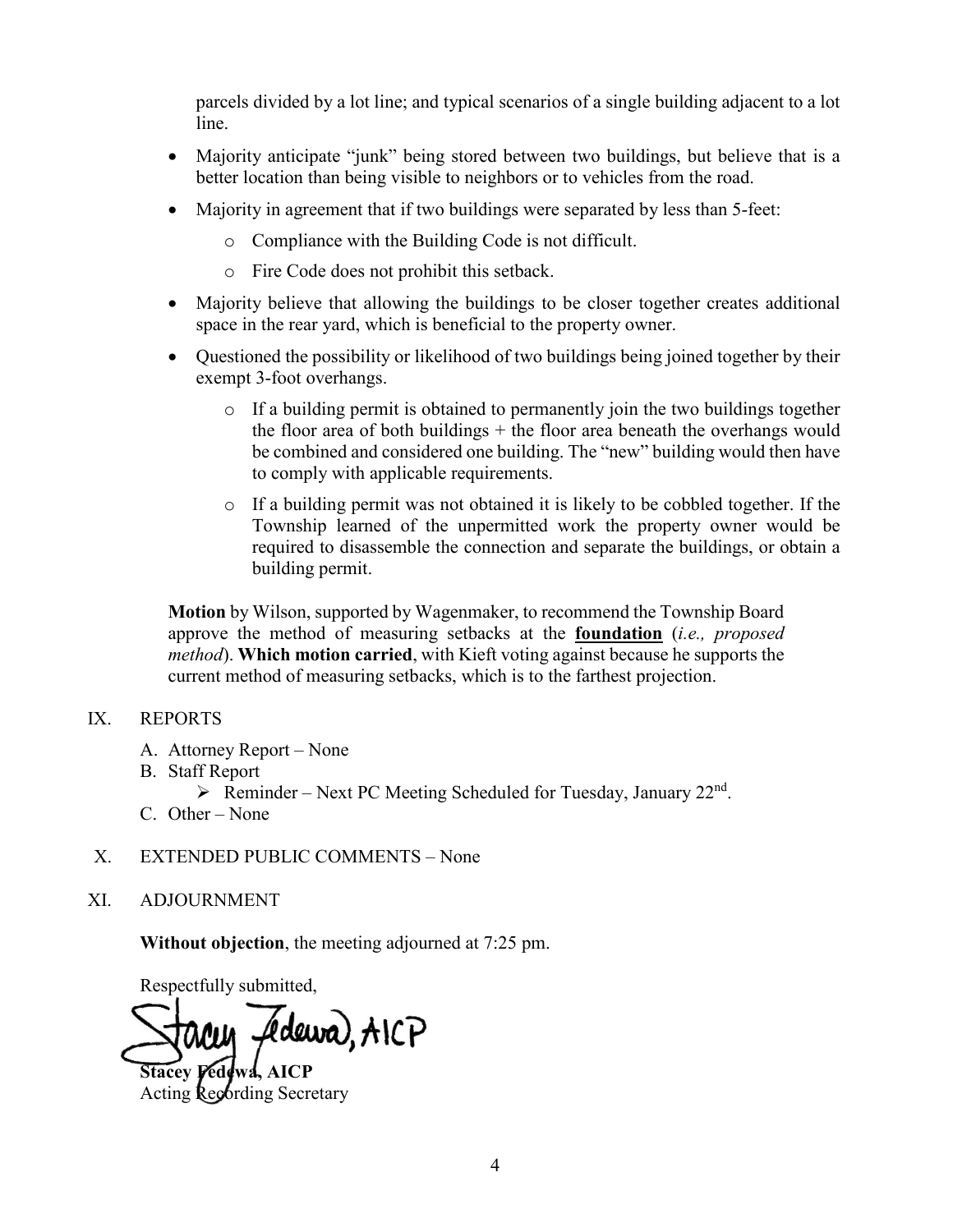parcels divided by a lot line; and typical scenarios of a single building adjacent to a lot line.

- Majority anticipate "junk" being stored between two buildings, but believe that is a better location than being visible to neighbors or to vehicles from the road.
- Majority in agreement that if two buildings were separated by less than 5-feet:
  - Compliance with the Building Code is not difficult.
  - Fire Code does not prohibit this setback.
- Majority believe that allowing the buildings to be closer together creates additional space in the rear yard, which is beneficial to the property owner.
- Questioned the possibility or likelihood of two buildings being joined together by their exempt 3-foot overhangs.
  - If a building permit is obtained to permanently join the two buildings together the floor area of both buildings + the floor area beneath the overhangs would be combined and considered one building. The "new" building would then have to comply with applicable requirements.
  - If a building permit was not obtained it is likely to be cobbled together. If the Township learned of the unpermitted work the property owner would be required to disassemble the connection and separate the buildings, or obtain a building permit.

**Motion** by Wilson, supported by Wagenmaker, to recommend the Township Board approve the method of measuring setbacks at the **<u>foundation</u>** (*i.e., proposed method*). **Which motion carried**, with Kieft voting against because he supports the current method of measuring setbacks, which is to the farthest projection.

IX. REPORTS

A. Attorney Report – None
B. Staff Report
   - Reminder – Next PC Meeting Scheduled for Tuesday, January 22nd.
C. Other – None

X. EXTENDED PUBLIC COMMENTS – None

XI. ADJOURNMENT

**Without objection**, the meeting adjourned at 7:25 pm.

Respectfully submitted,

Stacey Fedewa, AICP

**Stacey Fedewa, AICP**
Acting Recording Secretary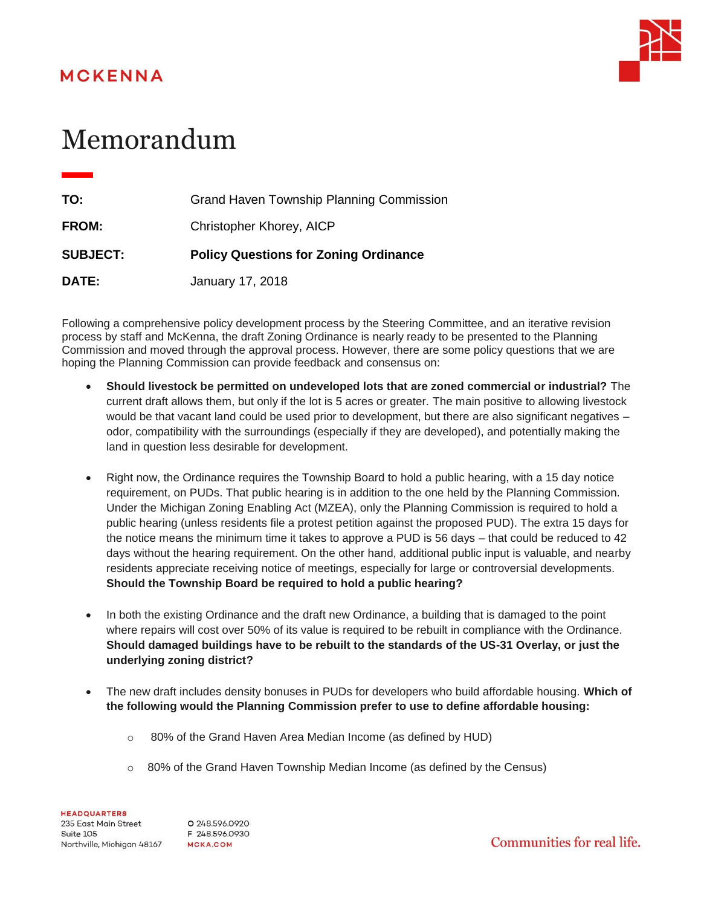MCKENNA

# Memorandum

| | |
|---|---|
| **TO:** | Grand Haven Township Planning Commission |
| **FROM:** | Christopher Khorey, AICP |
| **SUBJECT:** | **Policy Questions for Zoning Ordinance** |
| **DATE:** | January 17, 2018 |

Following a comprehensive policy development process by the Steering Committee, and an iterative revision process by staff and McKenna, the draft Zoning Ordinance is nearly ready to be presented to the Planning Commission and moved through the approval process. However, there are some policy questions that we are hoping the Planning Commission can provide feedback and consensus on:

- **Should livestock be permitted on undeveloped lots that are zoned commercial or industrial?** The current draft allows them, but only if the lot is 5 acres or greater. The main positive to allowing livestock would be that vacant land could be used prior to development, but there are also significant negatives – odor, compatibility with the surroundings (especially if they are developed), and potentially making the land in question less desirable for development.

- Right now, the Ordinance requires the Township Board to hold a public hearing, with a 15 day notice requirement, on PUDs. That public hearing is in addition to the one held by the Planning Commission. Under the Michigan Zoning Enabling Act (MZEA), only the Planning Commission is required to hold a public hearing (unless residents file a protest petition against the proposed PUD). The extra 15 days for the notice means the minimum time it takes to approve a PUD is 56 days – that could be reduced to 42 days without the hearing requirement. On the other hand, additional public input is valuable, and nearby residents appreciate receiving notice of meetings, especially for large or controversial developments. **Should the Township Board be required to hold a public hearing?**

- In both the existing Ordinance and the draft new Ordinance, a building that is damaged to the point where repairs will cost over 50% of its value is required to be rebuilt in compliance with the Ordinance. **Should damaged buildings have to be rebuilt to the standards of the US-31 Overlay, or just the underlying zoning district?**

- The new draft includes density bonuses in PUDs for developers who build affordable housing. **Which of the following would the Planning Commission prefer to use to define affordable housing:**
  - 80% of the Grand Haven Area Median Income (as defined by HUD)
  - 80% of the Grand Haven Township Median Income (as defined by the Census)

**HEADQUARTERS**
235 East Main Street
Suite 105
Northville, Michigan 48167

O 248.596.0920
F 248.596.0930
MCKA.COM

Communities for real life.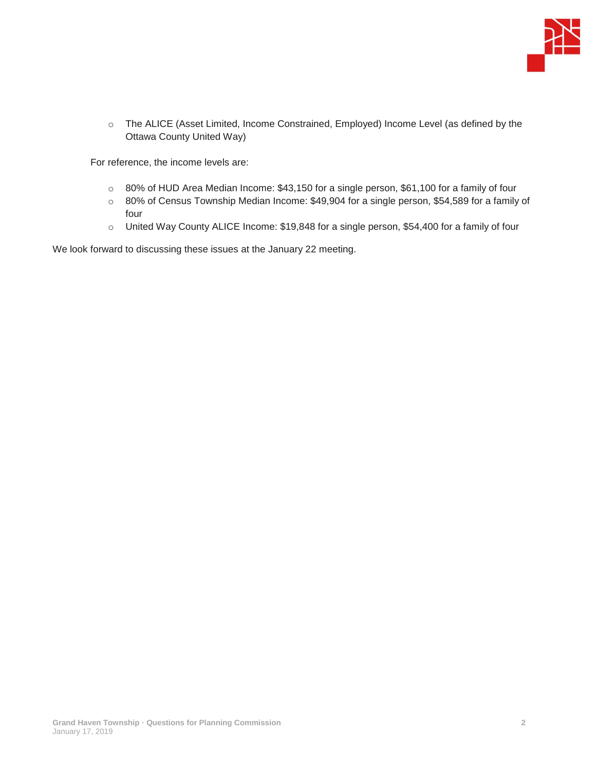- The ALICE (Asset Limited, Income Constrained, Employed) Income Level (as defined by the Ottawa County United Way)

For reference, the income levels are:

- 80% of HUD Area Median Income: $43,150 for a single person, $61,100 for a family of four
- 80% of Census Township Median Income: $49,904 for a single person, $54,589 for a family of four
- United Way County ALICE Income: $19,848 for a single person, $54,400 for a family of four

We look forward to discussing these issues at the January 22 meeting.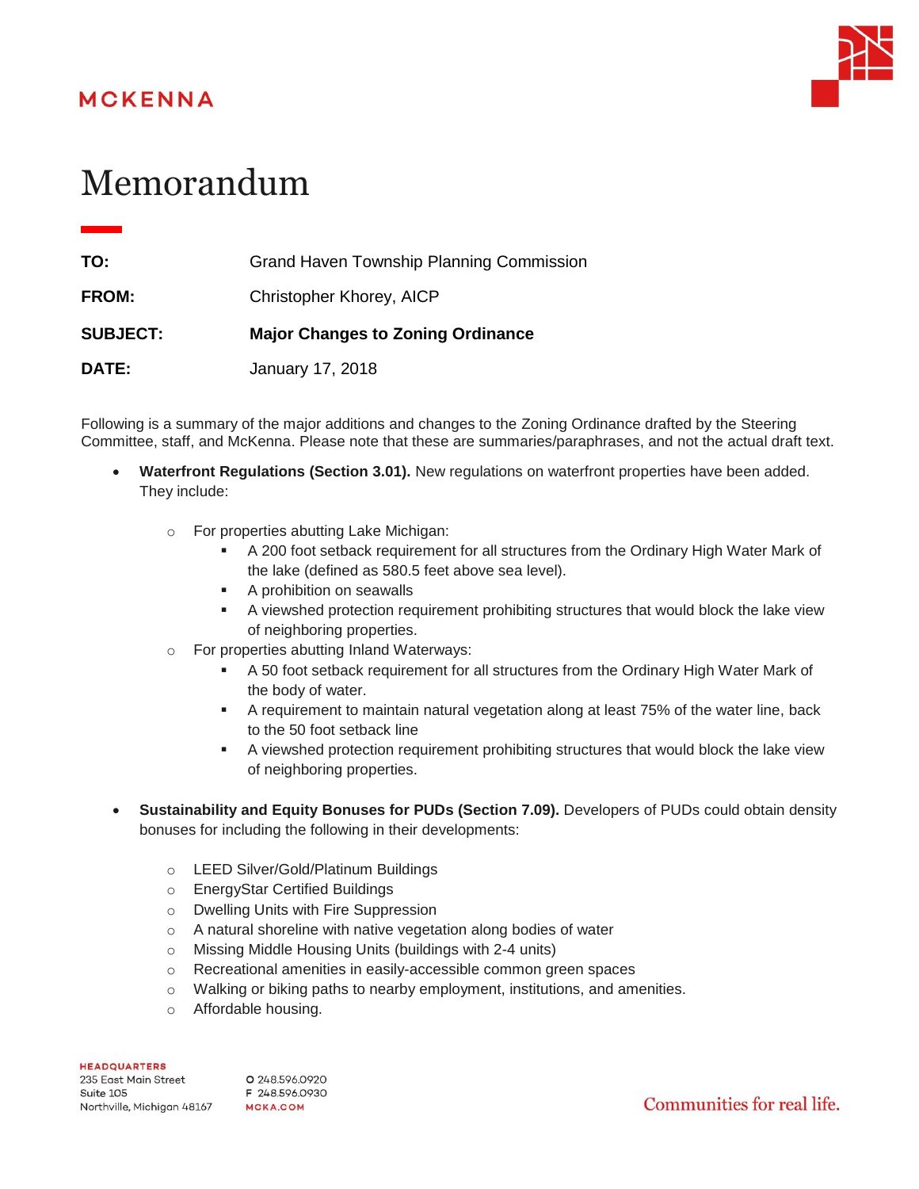MCKENNA

# Memorandum

| | |
|---|---|
| **TO:** | Grand Haven Township Planning Commission |
| **FROM:** | Christopher Khorey, AICP |
| **SUBJECT:** | **Major Changes to Zoning Ordinance** |
| **DATE:** | January 17, 2018 |

Following is a summary of the major additions and changes to the Zoning Ordinance drafted by the Steering Committee, staff, and McKenna. Please note that these are summaries/paraphrases, and not the actual draft text.

- **Waterfront Regulations (Section 3.01).** New regulations on waterfront properties have been added. They include:
  - For properties abutting Lake Michigan:
    - A 200 foot setback requirement for all structures from the Ordinary High Water Mark of the lake (defined as 580.5 feet above sea level).
    - A prohibition on seawalls
    - A viewshed protection requirement prohibiting structures that would block the lake view of neighboring properties.
  - For properties abutting Inland Waterways:
    - A 50 foot setback requirement for all structures from the Ordinary High Water Mark of the body of water.
    - A requirement to maintain natural vegetation along at least 75% of the water line, back to the 50 foot setback line
    - A viewshed protection requirement prohibiting structures that would block the lake view of neighboring properties.

- **Sustainability and Equity Bonuses for PUDs (Section 7.09).** Developers of PUDs could obtain density bonuses for including the following in their developments:
  - LEED Silver/Gold/Platinum Buildings
  - EnergyStar Certified Buildings
  - Dwelling Units with Fire Suppression
  - A natural shoreline with native vegetation along bodies of water
  - Missing Middle Housing Units (buildings with 2-4 units)
  - Recreational amenities in easily-accessible common green spaces
  - Walking or biking paths to nearby employment, institutions, and amenities.
  - Affordable housing.

HEADQUARTERS
235 East Main Street
Suite 105
Northville, Michigan 48167

O 248.596.0920
F 248.596.0930
MCKA.COM

Communities for real life.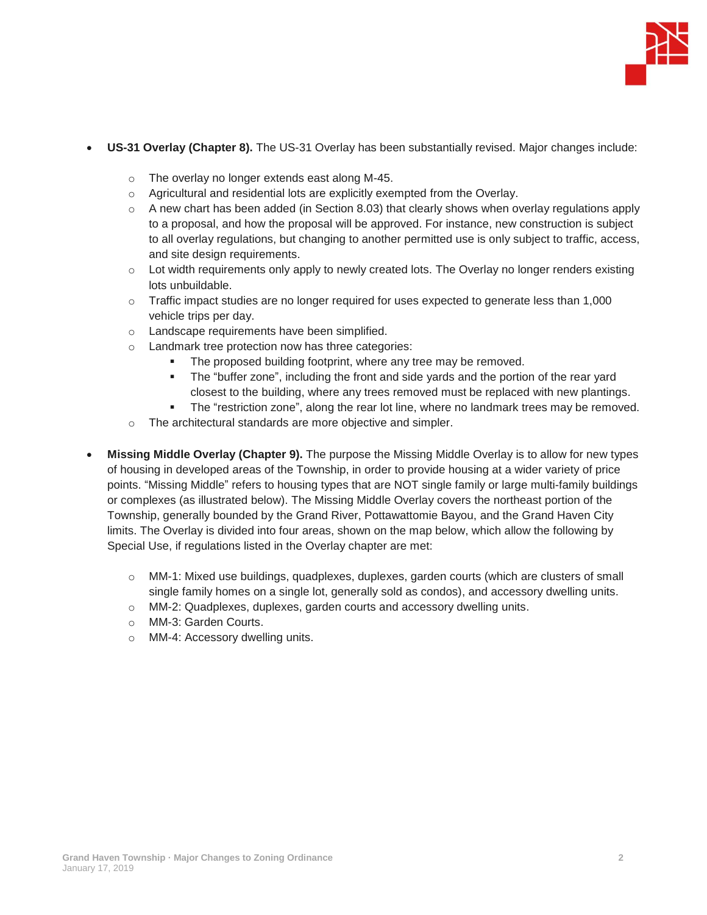- **US-31 Overlay (Chapter 8).** The US-31 Overlay has been substantially revised. Major changes include:
  - The overlay no longer extends east along M-45.
  - Agricultural and residential lots are explicitly exempted from the Overlay.
  - A new chart has been added (in Section 8.03) that clearly shows when overlay regulations apply to a proposal, and how the proposal will be approved. For instance, new construction is subject to all overlay regulations, but changing to another permitted use is only subject to traffic, access, and site design requirements.
  - Lot width requirements only apply to newly created lots. The Overlay no longer renders existing lots unbuildable.
  - Traffic impact studies are no longer required for uses expected to generate less than 1,000 vehicle trips per day.
  - Landscape requirements have been simplified.
  - Landmark tree protection now has three categories:
    - The proposed building footprint, where any tree may be removed.
    - The "buffer zone", including the front and side yards and the portion of the rear yard closest to the building, where any trees removed must be replaced with new plantings.
    - The "restriction zone", along the rear lot line, where no landmark trees may be removed.
  - The architectural standards are more objective and simpler.

- **Missing Middle Overlay (Chapter 9).** The purpose the Missing Middle Overlay is to allow for new types of housing in developed areas of the Township, in order to provide housing at a wider variety of price points. "Missing Middle" refers to housing types that are NOT single family or large multi-family buildings or complexes (as illustrated below). The Missing Middle Overlay covers the northeast portion of the Township, generally bounded by the Grand River, Pottawattomie Bayou, and the Grand Haven City limits. The Overlay is divided into four areas, shown on the map below, which allow the following by Special Use, if regulations listed in the Overlay chapter are met:
  - MM-1: Mixed use buildings, quadplexes, duplexes, garden courts (which are clusters of small single family homes on a single lot, generally sold as condos), and accessory dwelling units.
  - MM-2: Quadplexes, duplexes, garden courts and accessory dwelling units.
  - MM-3: Garden Courts.
  - MM-4: Accessory dwelling units.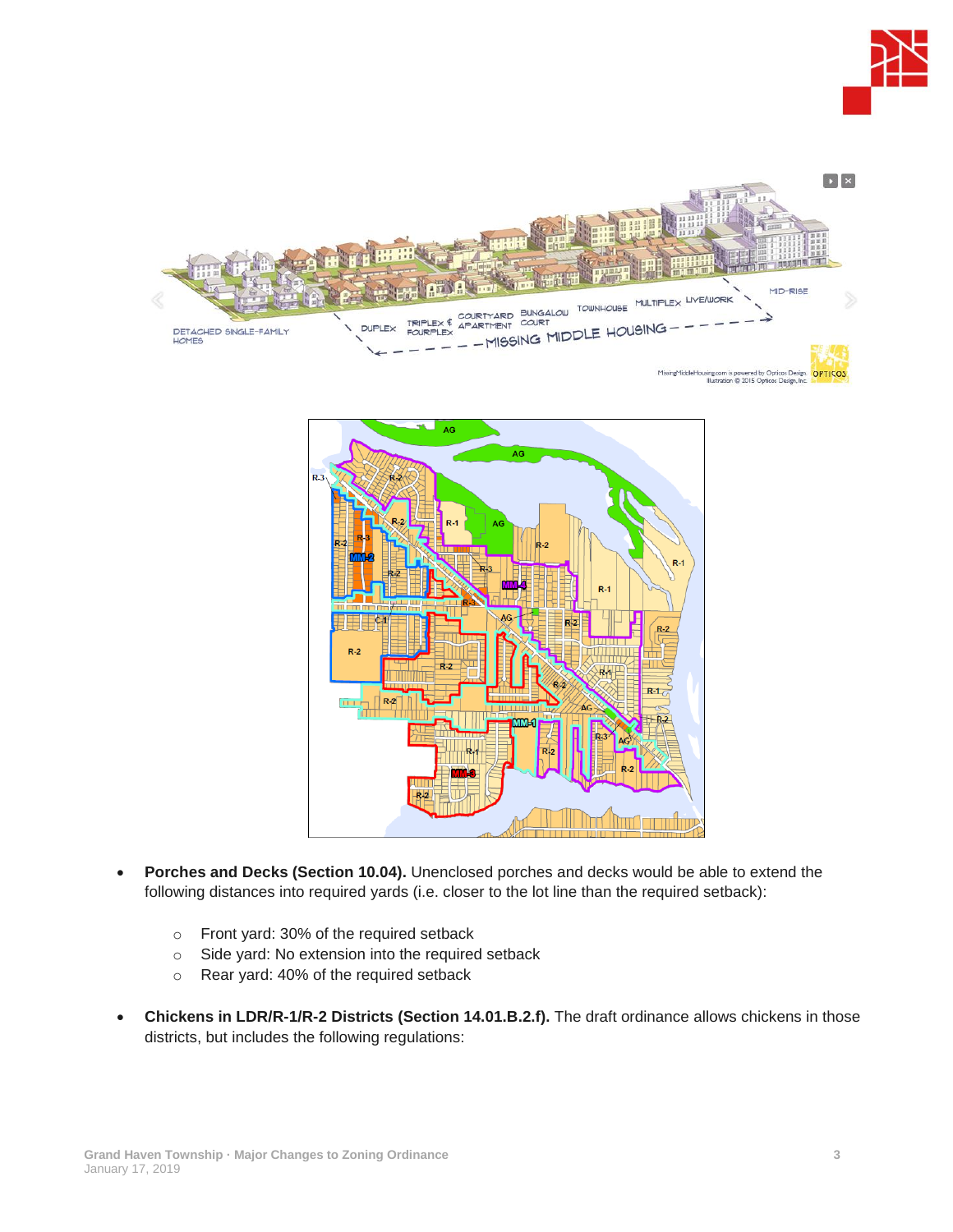- **Porches and Decks (Section 10.04).** Unenclosed porches and decks would be able to extend the following distances into required yards (i.e. closer to the lot line than the required setback):
    - Front yard: 30% of the required setback
    - Side yard: No extension into the required setback
    - Rear yard: 40% of the required setback

- **Chickens in LDR/R-1/R-2 Districts (Section 14.01.B.2.f).** The draft ordinance allows chickens in those districts, but includes the following regulations: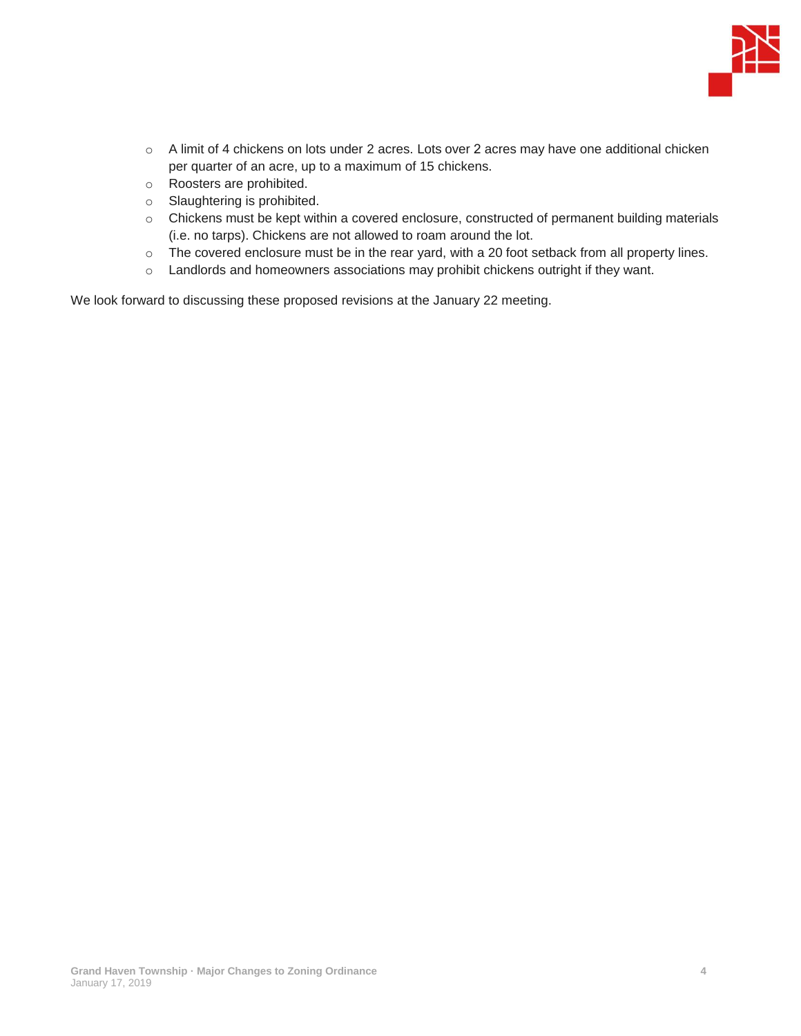- A limit of 4 chickens on lots under 2 acres. Lots over 2 acres may have one additional chicken per quarter of an acre, up to a maximum of 15 chickens.
- Roosters are prohibited.
- Slaughtering is prohibited.
- Chickens must be kept within a covered enclosure, constructed of permanent building materials (i.e. no tarps). Chickens are not allowed to roam around the lot.
- The covered enclosure must be in the rear yard, with a 20 foot setback from all property lines.
- Landlords and homeowners associations may prohibit chickens outright if they want.

We look forward to discussing these proposed revisions at the January 22 meeting.